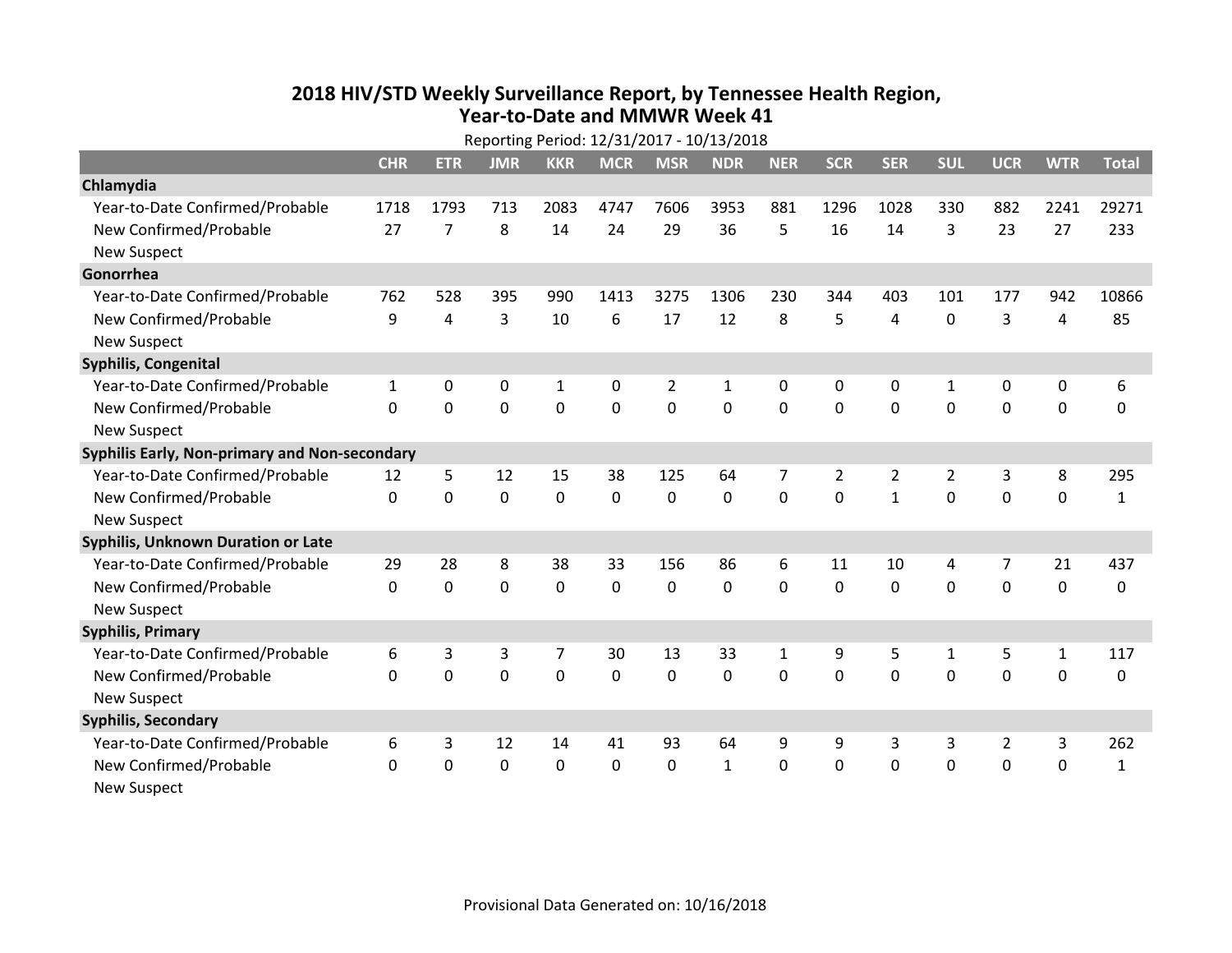# 2018 HIV/STD Weekly Surveillance Report, by Tennessee Health Region, Year-to-Date and MMWR Week 41

Reporting Period: 12/31/2017 - 10/13/2018

| | CHR | ETR | JMR | KKR | MCR | MSR | NDR | NER | SCR | SER | SUL | UCR | WTR | Total |
|---|---|---|---|---|---|---|---|---|---|---|---|---|---|---|
| **Chlamydia** | | | | | | | | | | | | | | |
| Year-to-Date Confirmed/Probable | 1718 | 1793 | 713 | 2083 | 4747 | 7606 | 3953 | 881 | 1296 | 1028 | 330 | 882 | 2241 | 29271 |
| New Confirmed/Probable | 27 | 7 | 8 | 14 | 24 | 29 | 36 | 5 | 16 | 14 | 3 | 23 | 27 | 233 |
| New Suspect | | | | | | | | | | | | | | |
| **Gonorrhea** | | | | | | | | | | | | | | |
| Year-to-Date Confirmed/Probable | 762 | 528 | 395 | 990 | 1413 | 3275 | 1306 | 230 | 344 | 403 | 101 | 177 | 942 | 10866 |
| New Confirmed/Probable | 9 | 4 | 3 | 10 | 6 | 17 | 12 | 8 | 5 | 4 | 0 | 3 | 4 | 85 |
| New Suspect | | | | | | | | | | | | | | |
| **Syphilis, Congenital** | | | | | | | | | | | | | | |
| Year-to-Date Confirmed/Probable | 1 | 0 | 0 | 1 | 0 | 2 | 1 | 0 | 0 | 0 | 1 | 0 | 0 | 6 |
| New Confirmed/Probable | 0 | 0 | 0 | 0 | 0 | 0 | 0 | 0 | 0 | 0 | 0 | 0 | 0 | 0 |
| New Suspect | | | | | | | | | | | | | | |
| **Syphilis Early, Non-primary and Non-secondary** | | | | | | | | | | | | | | |
| Year-to-Date Confirmed/Probable | 12 | 5 | 12 | 15 | 38 | 125 | 64 | 7 | 2 | 2 | 2 | 3 | 8 | 295 |
| New Confirmed/Probable | 0 | 0 | 0 | 0 | 0 | 0 | 0 | 0 | 0 | 1 | 0 | 0 | 0 | 1 |
| New Suspect | | | | | | | | | | | | | | |
| **Syphilis, Unknown Duration or Late** | | | | | | | | | | | | | | |
| Year-to-Date Confirmed/Probable | 29 | 28 | 8 | 38 | 33 | 156 | 86 | 6 | 11 | 10 | 4 | 7 | 21 | 437 |
| New Confirmed/Probable | 0 | 0 | 0 | 0 | 0 | 0 | 0 | 0 | 0 | 0 | 0 | 0 | 0 | 0 |
| New Suspect | | | | | | | | | | | | | | |
| **Syphilis, Primary** | | | | | | | | | | | | | | |
| Year-to-Date Confirmed/Probable | 6 | 3 | 3 | 7 | 30 | 13 | 33 | 1 | 9 | 5 | 1 | 5 | 1 | 117 |
| New Confirmed/Probable | 0 | 0 | 0 | 0 | 0 | 0 | 0 | 0 | 0 | 0 | 0 | 0 | 0 | 0 |
| New Suspect | | | | | | | | | | | | | | |
| **Syphilis, Secondary** | | | | | | | | | | | | | | |
| Year-to-Date Confirmed/Probable | 6 | 3 | 12 | 14 | 41 | 93 | 64 | 9 | 9 | 3 | 3 | 2 | 3 | 262 |
| New Confirmed/Probable | 0 | 0 | 0 | 0 | 0 | 0 | 1 | 0 | 0 | 0 | 0 | 0 | 0 | 1 |
| New Suspect | | | | | | | | | | | | | | |

Provisional Data Generated on: 10/16/2018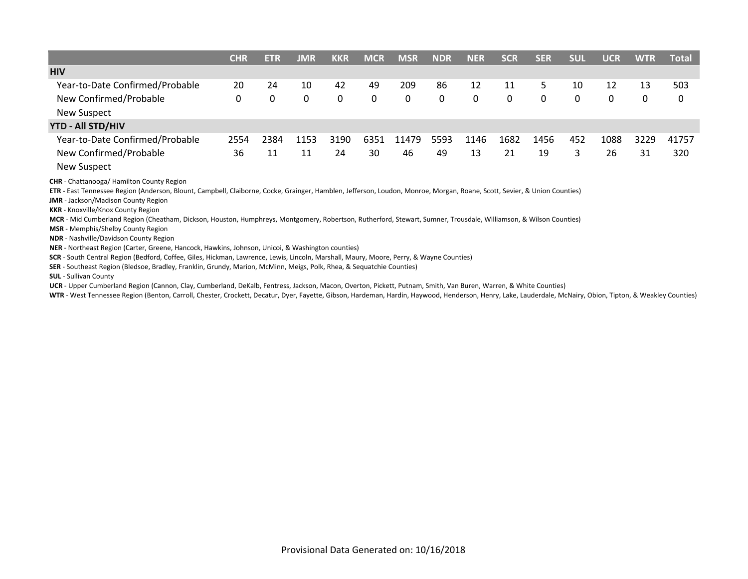| | CHR | ETR | JMR | KKR | MCR | MSR | NDR | NER | SCR | SER | SUL | UCR | WTR | Total |
|---|---|---|---|---|---|---|---|---|---|---|---|---|---|---|
| **HIV** | | | | | | | | | | | | | | |
| Year-to-Date Confirmed/Probable | 20 | 24 | 10 | 42 | 49 | 209 | 86 | 12 | 11 | 5 | 10 | 12 | 13 | 503 |
| New Confirmed/Probable | 0 | 0 | 0 | 0 | 0 | 0 | 0 | 0 | 0 | 0 | 0 | 0 | 0 | 0 |
| New Suspect | | | | | | | | | | | | | | |
| **YTD - All STD/HIV** | | | | | | | | | | | | | | |
| Year-to-Date Confirmed/Probable | 2554 | 2384 | 1153 | 3190 | 6351 | 11479 | 5593 | 1146 | 1682 | 1456 | 452 | 1088 | 3229 | 41757 |
| New Confirmed/Probable | 36 | 11 | 11 | 24 | 30 | 46 | 49 | 13 | 21 | 19 | 3 | 26 | 31 | 320 |
| New Suspect | | | | | | | | | | | | | | |

**CHR** - Chattanooga/ Hamilton County Region

**ETR** - East Tennessee Region (Anderson, Blount, Campbell, Claiborne, Cocke, Grainger, Hamblen, Jefferson, Loudon, Monroe, Morgan, Roane, Scott, Sevier, & Union Counties)

**JMR** - Jackson/Madison County Region

**KKR** - Knoxville/Knox County Region

**MCR** - Mid Cumberland Region (Cheatham, Dickson, Houston, Humphreys, Montgomery, Robertson, Rutherford, Stewart, Sumner, Trousdale, Williamson, & Wilson Counties)

**MSR** - Memphis/Shelby County Region

**NDR** - Nashville/Davidson County Region

**NER** - Northeast Region (Carter, Greene, Hancock, Hawkins, Johnson, Unicoi, & Washington counties)

**SCR** - South Central Region (Bedford, Coffee, Giles, Hickman, Lawrence, Lewis, Lincoln, Marshall, Maury, Moore, Perry, & Wayne Counties)

**SER** - Southeast Region (Bledsoe, Bradley, Franklin, Grundy, Marion, McMinn, Meigs, Polk, Rhea, & Sequatchie Counties)

**SUL** - Sullivan County

**UCR** - Upper Cumberland Region (Cannon, Clay, Cumberland, DeKalb, Fentress, Jackson, Macon, Overton, Pickett, Putnam, Smith, Van Buren, Warren, & White Counties)

**WTR** - West Tennessee Region (Benton, Carroll, Chester, Crockett, Decatur, Dyer, Fayette, Gibson, Hardeman, Hardin, Haywood, Henderson, Henry, Lake, Lauderdale, McNairy, Obion, Tipton, & Weakley Counties)

Provisional Data Generated on: 10/16/2018